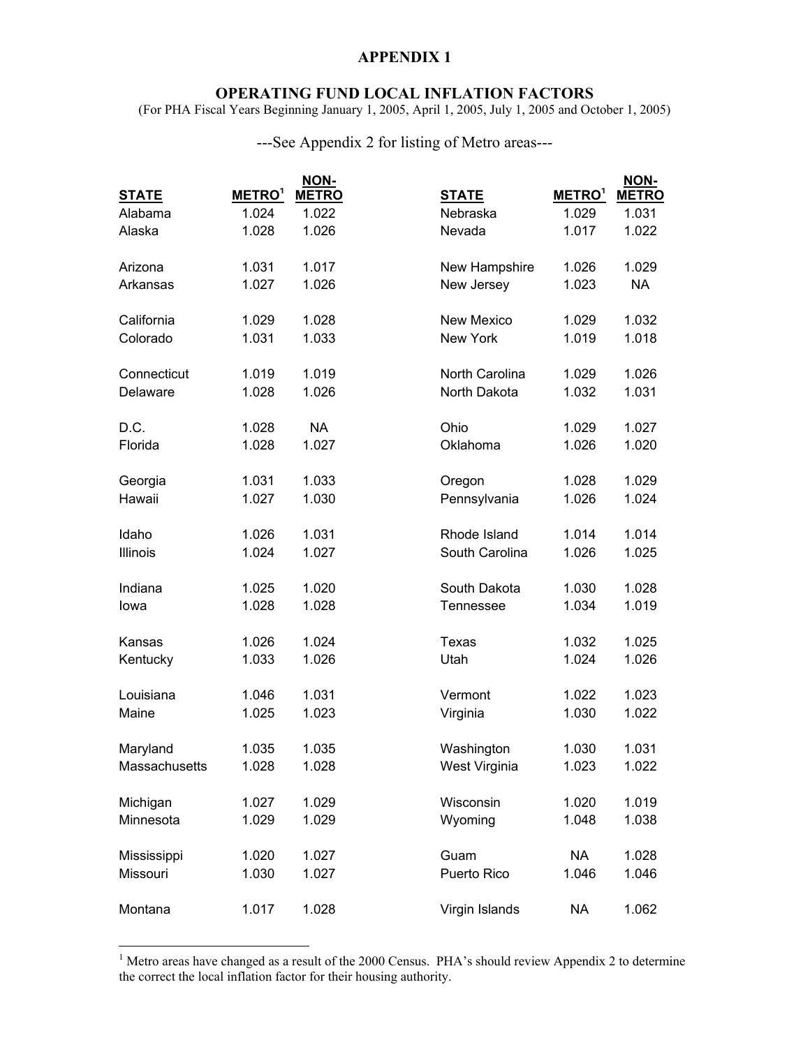# APPENDIX 1

## OPERATING FUND LOCAL INFLATION FACTORS

(For PHA Fiscal Years Beginning January 1, 2005, April 1, 2005, July 1, 2005 and October 1, 2005)

---See Appendix 2 for listing of Metro areas---

| STATE | METRO[1] | NON-METRO | STATE | METRO[1] | NON-METRO |
|---|---|---|---|---|---|
| Alabama | 1.024 | 1.022 | Nebraska | 1.029 | 1.031 |
| Alaska | 1.028 | 1.026 | Nevada | 1.017 | 1.022 |
| Arizona | 1.031 | 1.017 | New Hampshire | 1.026 | 1.029 |
| Arkansas | 1.027 | 1.026 | New Jersey | 1.023 | NA |
| California | 1.029 | 1.028 | New Mexico | 1.029 | 1.032 |
| Colorado | 1.031 | 1.033 | New York | 1.019 | 1.018 |
| Connecticut | 1.019 | 1.019 | North Carolina | 1.029 | 1.026 |
| Delaware | 1.028 | 1.026 | North Dakota | 1.032 | 1.031 |
| D.C. | 1.028 | NA | Ohio | 1.029 | 1.027 |
| Florida | 1.028 | 1.027 | Oklahoma | 1.026 | 1.020 |
| Georgia | 1.031 | 1.033 | Oregon | 1.028 | 1.029 |
| Hawaii | 1.027 | 1.030 | Pennsylvania | 1.026 | 1.024 |
| Idaho | 1.026 | 1.031 | Rhode Island | 1.014 | 1.014 |
| Illinois | 1.024 | 1.027 | South Carolina | 1.026 | 1.025 |
| Indiana | 1.025 | 1.020 | South Dakota | 1.030 | 1.028 |
| Iowa | 1.028 | 1.028 | Tennessee | 1.034 | 1.019 |
| Kansas | 1.026 | 1.024 | Texas | 1.032 | 1.025 |
| Kentucky | 1.033 | 1.026 | Utah | 1.024 | 1.026 |
| Louisiana | 1.046 | 1.031 | Vermont | 1.022 | 1.023 |
| Maine | 1.025 | 1.023 | Virginia | 1.030 | 1.022 |
| Maryland | 1.035 | 1.035 | Washington | 1.030 | 1.031 |
| Massachusetts | 1.028 | 1.028 | West Virginia | 1.023 | 1.022 |
| Michigan | 1.027 | 1.029 | Wisconsin | 1.020 | 1.019 |
| Minnesota | 1.029 | 1.029 | Wyoming | 1.048 | 1.038 |
| Mississippi | 1.020 | 1.027 | Guam | NA | 1.028 |
| Missouri | 1.030 | 1.027 | Puerto Rico | 1.046 | 1.046 |
| Montana | 1.017 | 1.028 | Virgin Islands | NA | 1.062 |

[1] Metro areas have changed as a result of the 2000 Census. PHA's should review Appendix 2 to determine the correct the local inflation factor for their housing authority.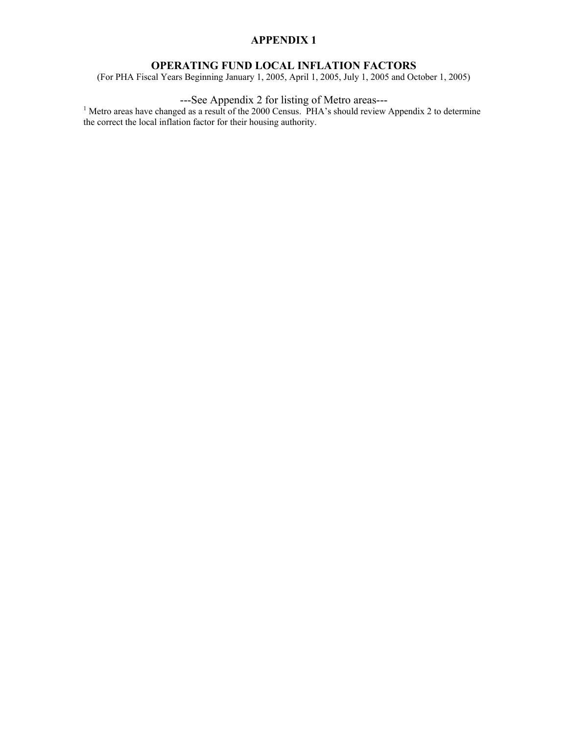# APPENDIX 1

## OPERATING FUND LOCAL INFLATION FACTORS

(For PHA Fiscal Years Beginning January 1, 2005, April 1, 2005, July 1, 2005 and October 1, 2005)

---See Appendix 2 for listing of Metro areas---

[1] Metro areas have changed as a result of the 2000 Census. PHA's should review Appendix 2 to determine the correct the local inflation factor for their housing authority.